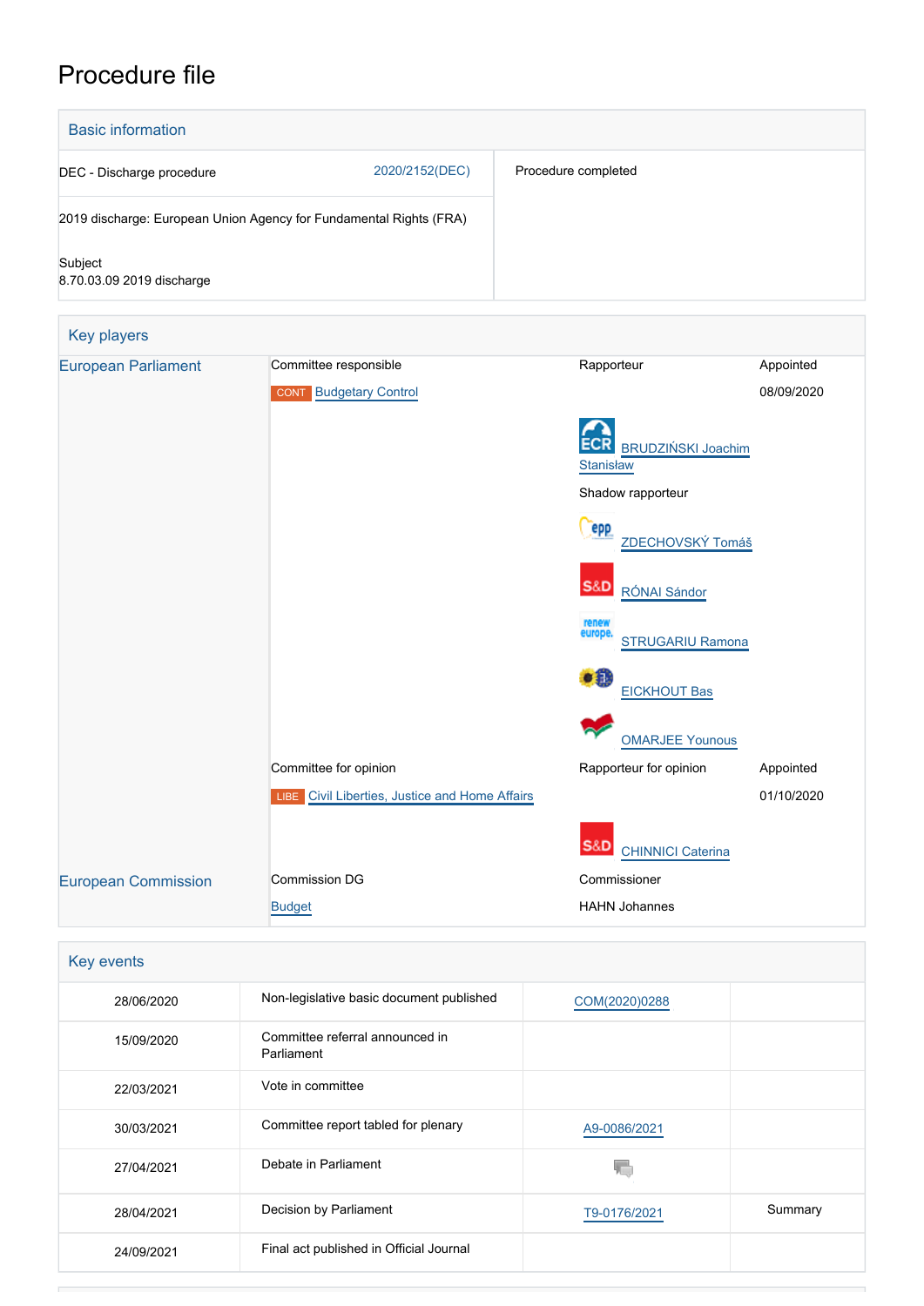# Procedure file

## Basic information

| | | |
|---|---|---|
| DEC - Discharge procedure | 2020/2152(DEC) | Procedure completed |
| 2019 discharge: European Union Agency for Fundamental Rights (FRA) | | |
| Subject<br>8.70.03.09 2019 discharge | | |

## Key players

| | | | |
|---|---|---|---|
| European Parliament | Committee responsible | Rapporteur | Appointed |
| | CONT Budgetary Control | | 08/09/2020 |
| | | ECR BRUDZIŃSKI Joachim Stanisław | |
| | | Shadow rapporteur | |
| | | EPP ZDECHOVSKÝ Tomáš | |
| | | S&D RÓNAI Sándor | |
| | | Renew Europe STRUGARIU Ramona | |
| | | Verts/ALE EICKHOUT Bas | |
| | | GUE/NGL OMARJEE Younous | |
| | Committee for opinion | Rapporteur for opinion | Appointed |
| | LIBE Civil Liberties, Justice and Home Affairs | | 01/10/2020 |
| | | S&D CHINNICI Caterina | |
| European Commission | Commission DG | Commissioner | |
| | Budget | HAHN Johannes | |

## Key events

| | | | |
|---|---|---|---|
| 28/06/2020 | Non-legislative basic document published | COM(2020)0288 | |
| 15/09/2020 | Committee referral announced in Parliament | | |
| 22/03/2021 | Vote in committee | | |
| 30/03/2021 | Committee report tabled for plenary | A9-0086/2021 | |
| 27/04/2021 | Debate in Parliament | | |
| 28/04/2021 | Decision by Parliament | T9-0176/2021 | Summary |
| 24/09/2021 | Final act published in Official Journal | | |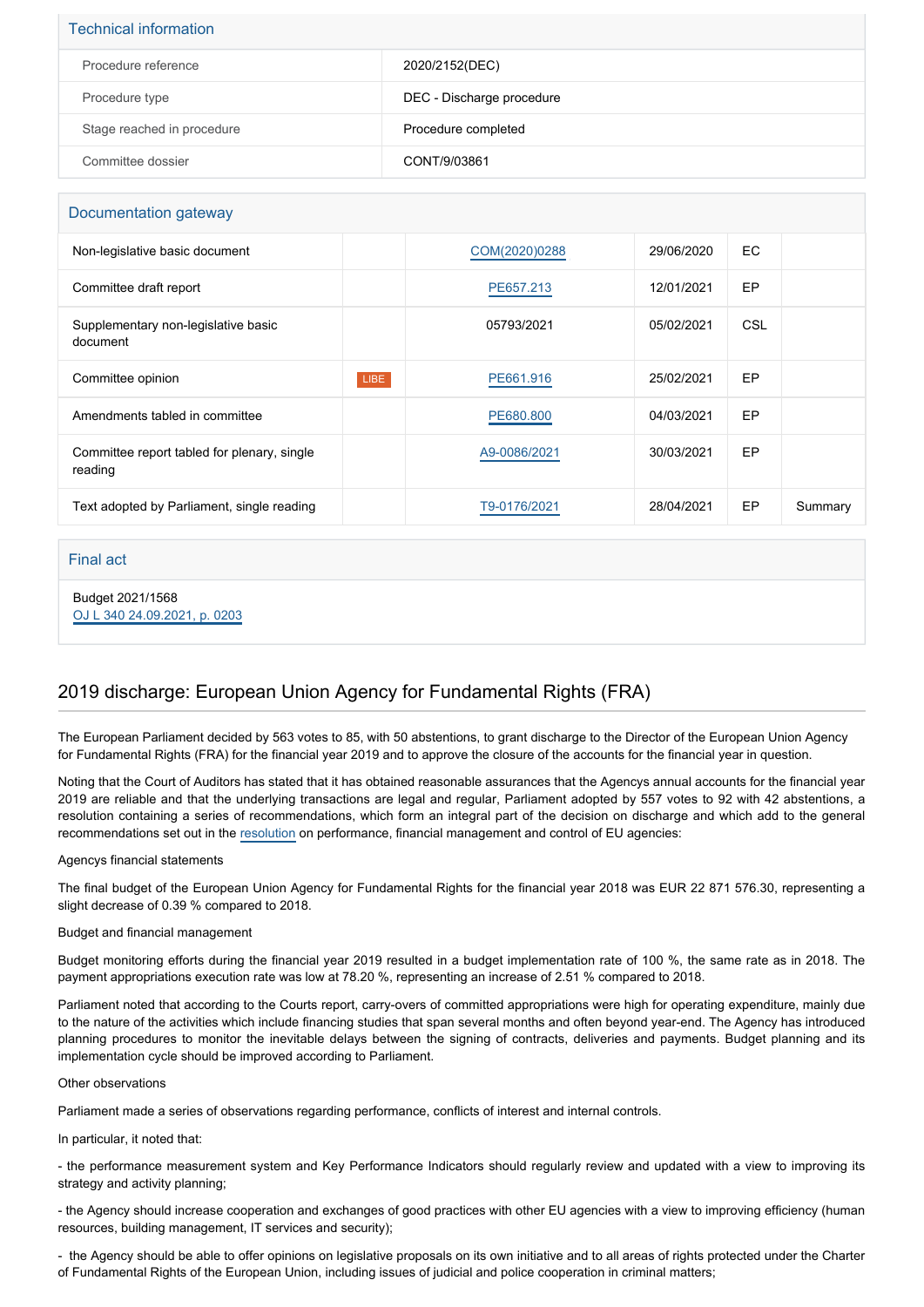## Technical information

| | |
|---|---|
| Procedure reference | 2020/2152(DEC) |
| Procedure type | DEC - Discharge procedure |
| Stage reached in procedure | Procedure completed |
| Committee dossier | CONT/9/03861 |

## Documentation gateway

| | | | | | |
|---|---|---|---|---|---|
| Non-legislative basic document | | COM(2020)0288 | 29/06/2020 | EC | |
| Committee draft report | | PE657.213 | 12/01/2021 | EP | |
| Supplementary non-legislative basic document | | 05793/2021 | 05/02/2021 | CSL | |
| Committee opinion | LIBE | PE661.916 | 25/02/2021 | EP | |
| Amendments tabled in committee | | PE680.800 | 04/03/2021 | EP | |
| Committee report tabled for plenary, single reading | | A9-0086/2021 | 30/03/2021 | EP | |
| Text adopted by Parliament, single reading | | T9-0176/2021 | 28/04/2021 | EP | Summary |

## Final act

Budget 2021/1568
OJ L 340 24.09.2021, p. 0203

## 2019 discharge: European Union Agency for Fundamental Rights (FRA)

The European Parliament decided by 563 votes to 85, with 50 abstentions, to grant discharge to the Director of the European Union Agency for Fundamental Rights (FRA) for the financial year 2019 and to approve the closure of the accounts for the financial year in question.

Noting that the Court of Auditors has stated that it has obtained reasonable assurances that the Agencys annual accounts for the financial year 2019 are reliable and that the underlying transactions are legal and regular, Parliament adopted by 557 votes to 92 with 42 abstentions, a resolution containing a series of recommendations, which form an integral part of the decision on discharge and which add to the general recommendations set out in the resolution on performance, financial management and control of EU agencies:

Agencys financial statements

The final budget of the European Union Agency for Fundamental Rights for the financial year 2018 was EUR 22 871 576.30, representing a slight decrease of 0.39 % compared to 2018.

Budget and financial management

Budget monitoring efforts during the financial year 2019 resulted in a budget implementation rate of 100 %, the same rate as in 2018. The payment appropriations execution rate was low at 78.20 %, representing an increase of 2.51 % compared to 2018.

Parliament noted that according to the Courts report, carry-overs of committed appropriations were high for operating expenditure, mainly due to the nature of the activities which include financing studies that span several months and often beyond year-end. The Agency has introduced planning procedures to monitor the inevitable delays between the signing of contracts, deliveries and payments. Budget planning and its implementation cycle should be improved according to Parliament.

Other observations

Parliament made a series of observations regarding performance, conflicts of interest and internal controls.

In particular, it noted that:

- the performance measurement system and Key Performance Indicators should regularly review and updated with a view to improving its strategy and activity planning;

- the Agency should increase cooperation and exchanges of good practices with other EU agencies with a view to improving efficiency (human resources, building management, IT services and security);

- the Agency should be able to offer opinions on legislative proposals on its own initiative and to all areas of rights protected under the Charter of Fundamental Rights of the European Union, including issues of judicial and police cooperation in criminal matters;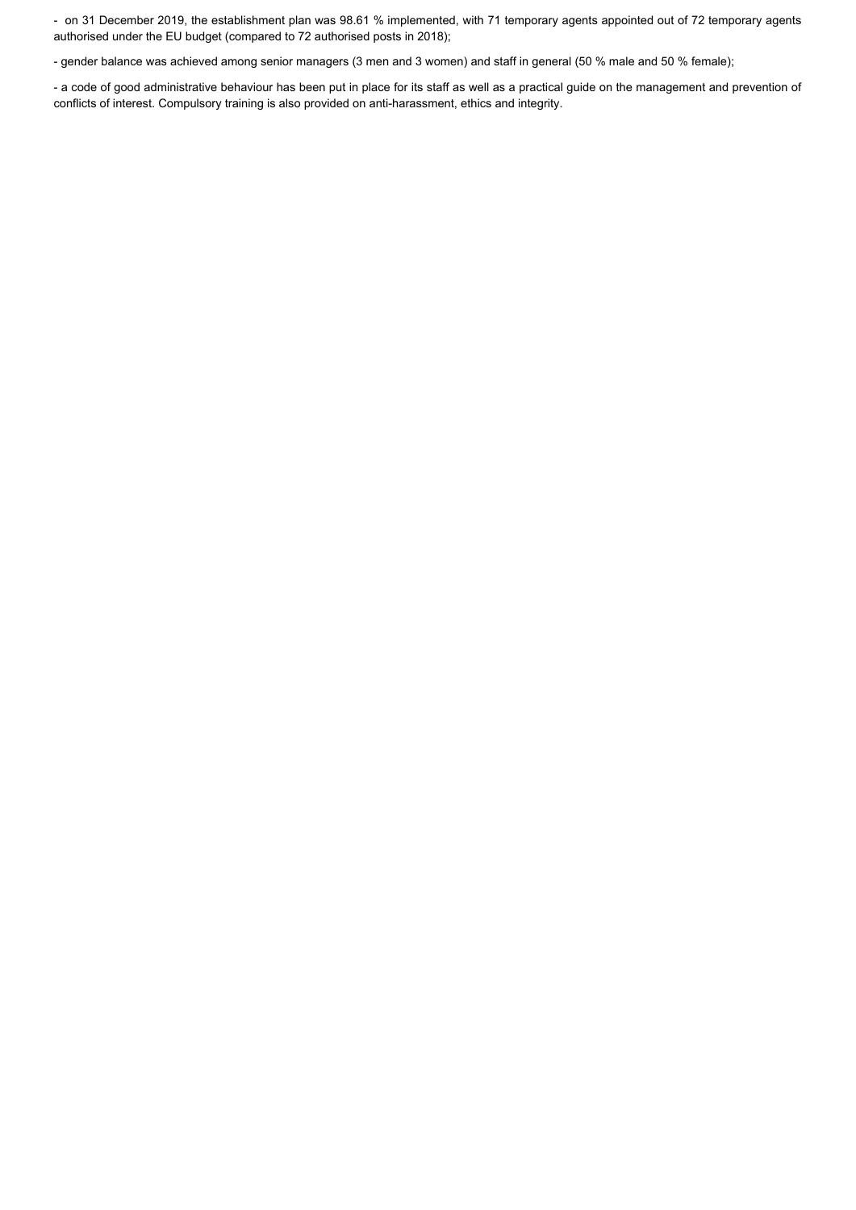- on 31 December 2019, the establishment plan was 98.61 % implemented, with 71 temporary agents appointed out of 72 temporary agents authorised under the EU budget (compared to 72 authorised posts in 2018);

- gender balance was achieved among senior managers (3 men and 3 women) and staff in general (50 % male and 50 % female);

- a code of good administrative behaviour has been put in place for its staff as well as a practical guide on the management and prevention of conflicts of interest. Compulsory training is also provided on anti-harassment, ethics and integrity.